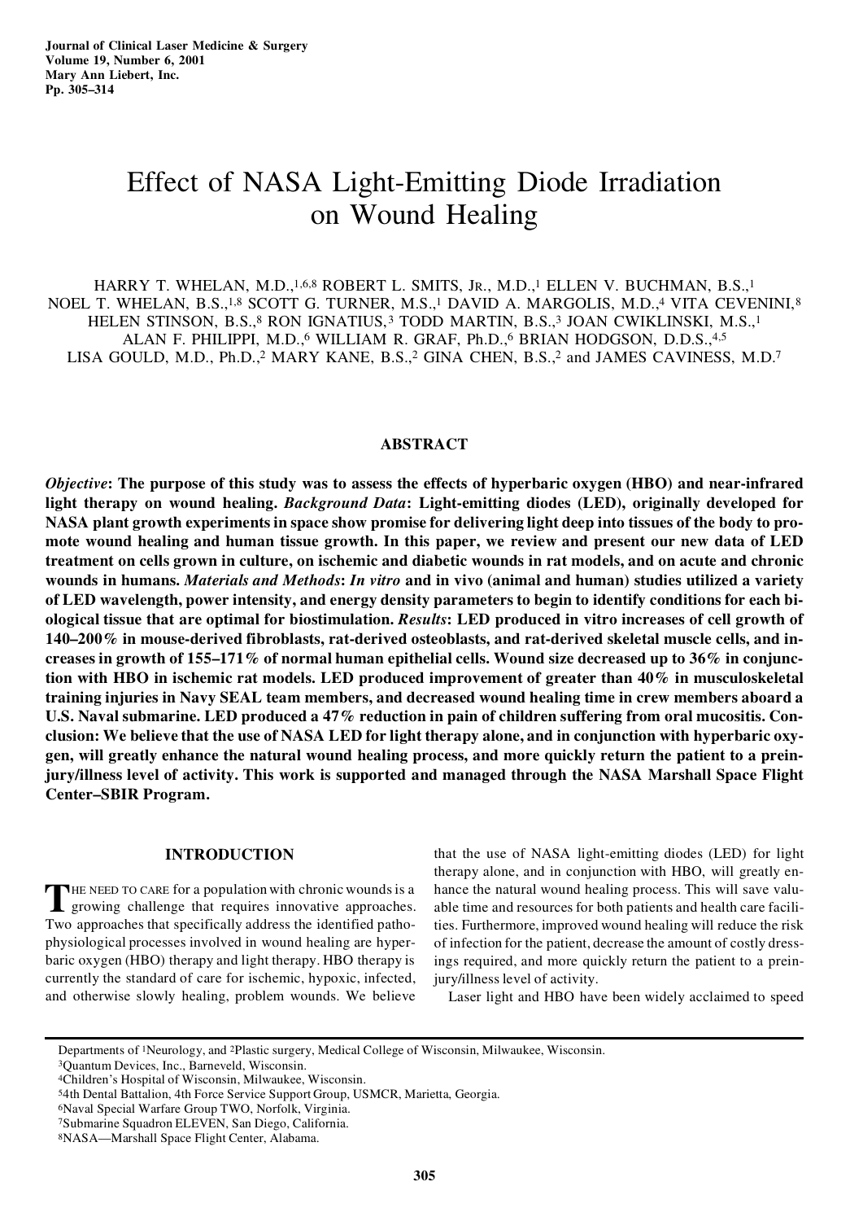# Effect of NASA Light-Emitting Diode Irradiation on Wound Healing

HARRY T. WHELAN, M.D.,[1,6,8] ROBERT L. SMITS, JR., M.D.,[1] ELLEN V. BUCHMAN, B.S.,[1] NOEL T. WHELAN, B.S.,[1,8] SCOTT G. TURNER, M.S.,[1] DAVID A. MARGOLIS, M.D.,[4] VITA CEVENINI,[8] HELEN STINSON, B.S.,[8] RON IGNATIUS,[3] TODD MARTIN, B.S.,[3] JOAN CWIKLINSKI, M.S.,[1] ALAN F. PHILIPPI, M.D.,[6] WILLIAM R. GRAF, Ph.D.,[6] BRIAN HODGSON, D.D.S.,[4,5] LISA GOULD, M.D., Ph.D.,[2] MARY KANE, B.S.,[2] GINA CHEN, B.S.,[2] and JAMES CAVINESS, M.D.[7]

## ABSTRACT

***Objective*: The purpose of this study was to assess the effects of hyperbaric oxygen (HBO) and near-infrared light therapy on wound healing. *Background Data*: Light-emitting diodes (LED), originally developed for NASA plant growth experiments in space show promise for delivering light deep into tissues of the body to promote wound healing and human tissue growth. In this paper, we review and present our new data of LED treatment on cells grown in culture, on ischemic and diabetic wounds in rat models, and on acute and chronic wounds in humans. *Materials and Methods*: *In vitro* and in vivo (animal and human) studies utilized a variety of LED wavelength, power intensity, and energy density parameters to begin to identify conditions for each biological tissue that are optimal for biostimulation. *Results*: LED produced in vitro increases of cell growth of 140–200% in mouse-derived fibroblasts, rat-derived osteoblasts, and rat-derived skeletal muscle cells, and increases in growth of 155–171% of normal human epithelial cells. Wound size decreased up to 36% in conjunction with HBO in ischemic rat models. LED produced improvement of greater than 40% in musculoskeletal training injuries in Navy SEAL team members, and decreased wound healing time in crew members aboard a U.S. Naval submarine. LED produced a 47% reduction in pain of children suffering from oral mucositis. Conclusion: We believe that the use of NASA LED for light therapy alone, and in conjunction with hyperbaric oxygen, will greatly enhance the natural wound healing process, and more quickly return the patient to a preinjury/illness level of activity. This work is supported and managed through the NASA Marshall Space Flight Center–SBIR Program.**

## INTRODUCTION

THE NEED TO CARE for a population with chronic wounds is a growing challenge that requires innovative approaches. Two approaches that specifically address the identified pathophysiological processes involved in wound healing are hyperbaric oxygen (HBO) therapy and light therapy. HBO therapy is currently the standard of care for ischemic, hypoxic, infected, and otherwise slowly healing, problem wounds. We believe that the use of NASA light-emitting diodes (LED) for light therapy alone, and in conjunction with HBO, will greatly enhance the natural wound healing process. This will save valuable time and resources for both patients and health care facilities. Furthermore, improved wound healing will reduce the risk of infection for the patient, decrease the amount of costly dressings required, and more quickly return the patient to a preinjury/illness level of activity.

Laser light and HBO have been widely acclaimed to speed

---

Departments of [1]Neurology, and [2]Plastic surgery, Medical College of Wisconsin, Milwaukee, Wisconsin.
[3]Quantum Devices, Inc., Barneveld, Wisconsin.
[4]Children's Hospital of Wisconsin, Milwaukee, Wisconsin.
[5]4th Dental Battalion, 4th Force Service Support Group, USMCR, Marietta, Georgia.
[6]Naval Special Warfare Group TWO, Norfolk, Virginia.
[7]Submarine Squadron ELEVEN, San Diego, California.
[8]NASA—Marshall Space Flight Center, Alabama.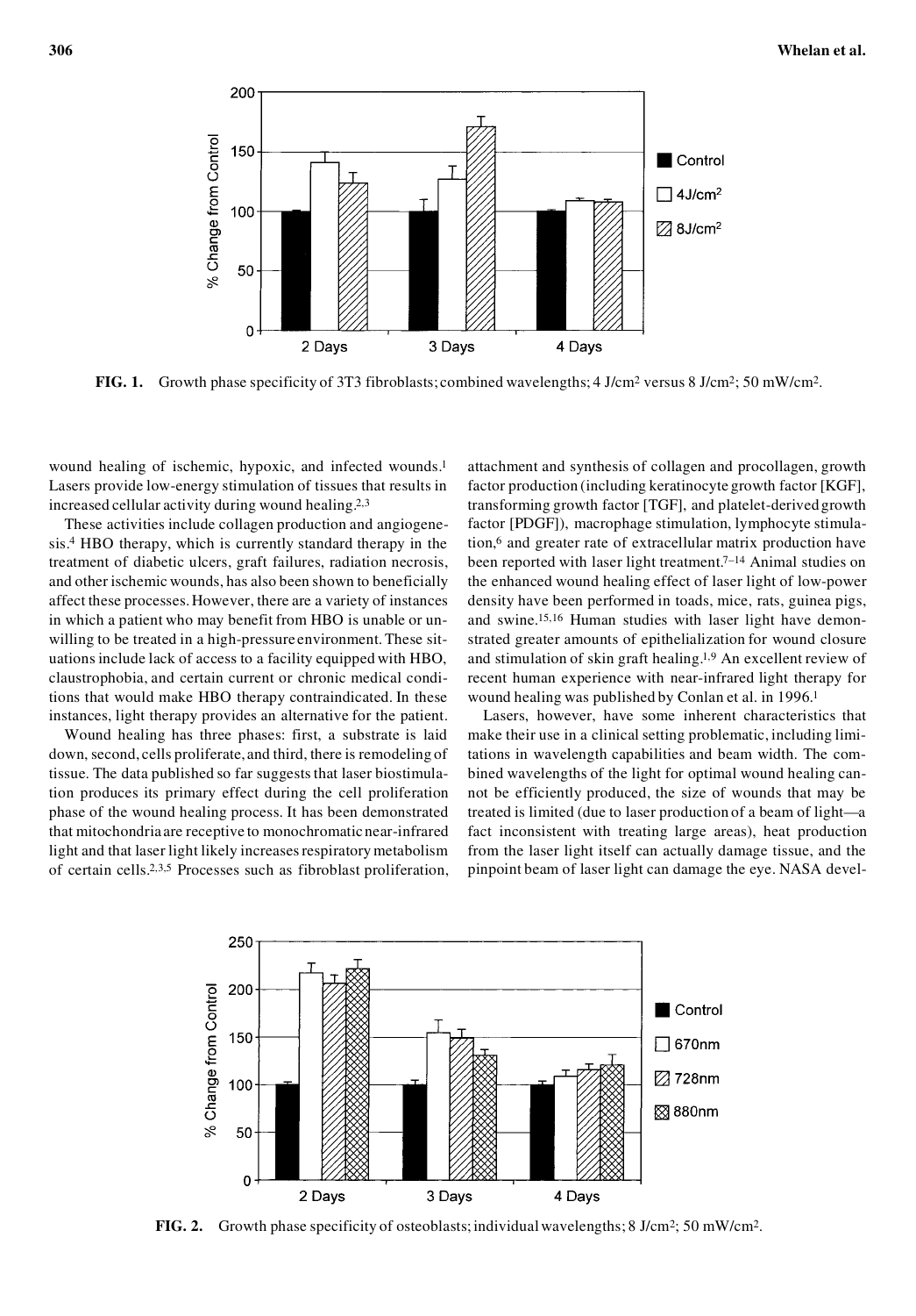FIG. 1. Growth phase specificity of 3T3 fibroblasts; combined wavelengths; 4 J/cm² versus 8 J/cm²; 50 mW/cm².

wound healing of ischemic, hypoxic, and infected wounds.[1] Lasers provide low-energy stimulation of tissues that results in increased cellular activity during wound healing.[2,3]

These activities include collagen production and angiogenesis.[4] HBO therapy, which is currently standard therapy in the treatment of diabetic ulcers, graft failures, radiation necrosis, and other ischemic wounds, has also been shown to beneficially affect these processes. However, there are a variety of instances in which a patient who may benefit from HBO is unable or unwilling to be treated in a high-pressure environment. These situations include lack of access to a facility equipped with HBO, claustrophobia, and certain current or chronic medical conditions that would make HBO therapy contraindicated. In these instances, light therapy provides an alternative for the patient.

Wound healing has three phases: first, a substrate is laid down, second, cells proliferate, and third, there is remodeling of tissue. The data published so far suggests that laser biostimulation produces its primary effect during the cell proliferation phase of the wound healing process. It has been demonstrated that mitochondria are receptive to monochromatic near-infrared light and that laser light likely increases respiratory metabolism of certain cells.[2,3,5] Processes such as fibroblast proliferation, attachment and synthesis of collagen and procollagen, growth factor production (including keratinocyte growth factor [KGF], transforming growth factor [TGF], and platelet-derived growth factor [PDGF]), macrophage stimulation, lymphocyte stimulation,[6] and greater rate of extracellular matrix production have been reported with laser light treatment.[7–14] Animal studies on the enhanced wound healing effect of laser light of low-power density have been performed in toads, mice, rats, guinea pigs, and swine.[15,16] Human studies with laser light have demonstrated greater amounts of epithelialization for wound closure and stimulation of skin graft healing.[1,9] An excellent review of recent human experience with near-infrared light therapy for wound healing was published by Conlan et al. in 1996.[1]

Lasers, however, have some inherent characteristics that make their use in a clinical setting problematic, including limitations in wavelength capabilities and beam width. The combined wavelengths of the light for optimal wound healing cannot be efficiently produced, the size of wounds that may be treated is limited (due to laser production of a beam of light—a fact inconsistent with treating large areas), heat production from the laser light itself can actually damage tissue, and the pinpoint beam of laser light can damage the eye. NASA devel-

FIG. 2. Growth phase specificity of osteoblasts; individual wavelengths; 8 J/cm²; 50 mW/cm².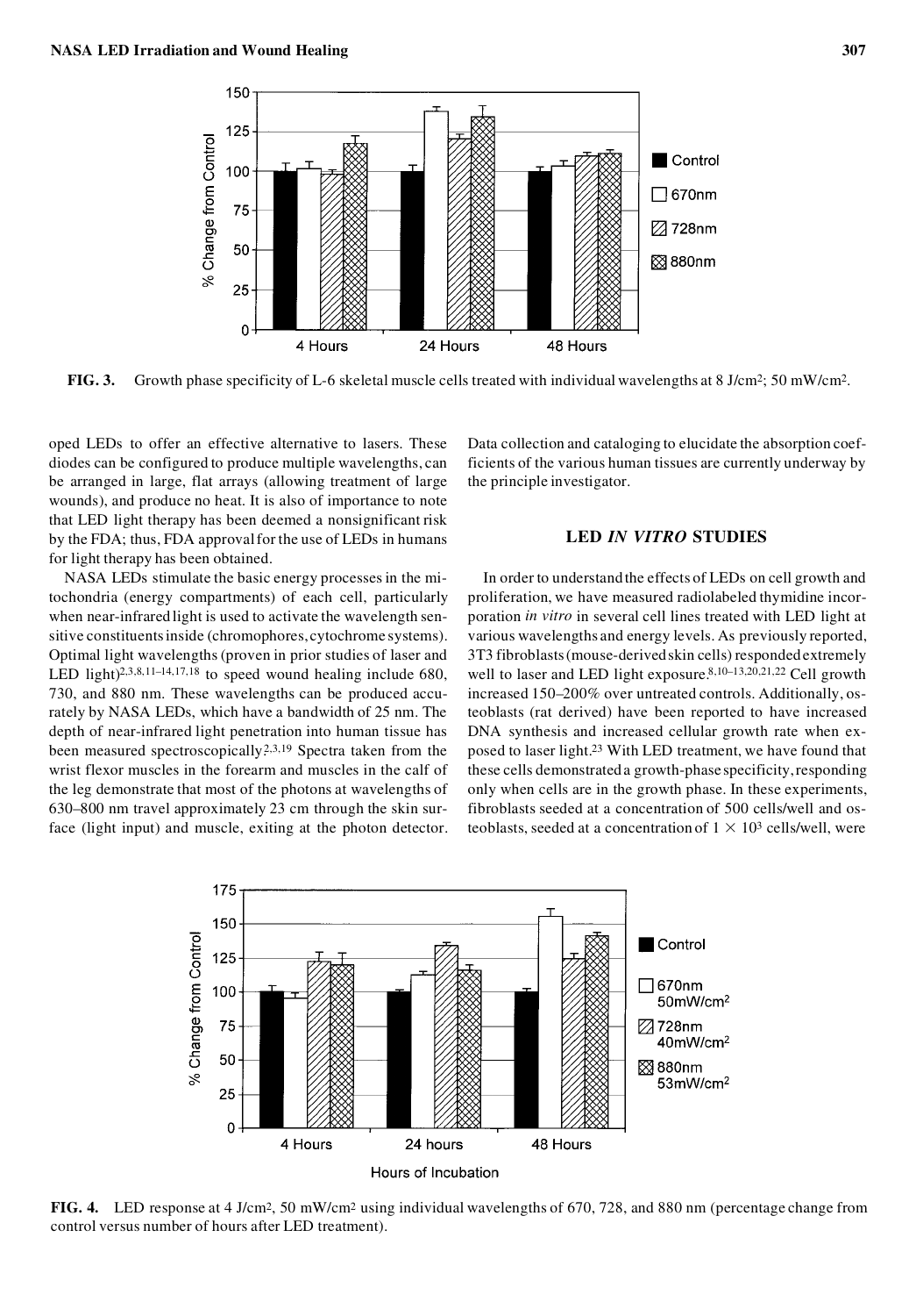**FIG. 3.** Growth phase specificity of L-6 skeletal muscle cells treated with individual wavelengths at 8 J/cm²; 50 mW/cm².

oped LEDs to offer an effective alternative to lasers. These diodes can be configured to produce multiple wavelengths, can be arranged in large, flat arrays (allowing treatment of large wounds), and produce no heat. It is also of importance to note that LED light therapy has been deemed a nonsignificant risk by the FDA; thus, FDA approval for the use of LEDs in humans for light therapy has been obtained.

NASA LEDs stimulate the basic energy processes in the mitochondria (energy compartments) of each cell, particularly when near-infrared light is used to activate the wavelength sensitive constituents inside (chromophores, cytochrome systems). Optimal light wavelengths (proven in prior studies of laser and LED light)[2,3,8,11–14,17,18] to speed wound healing include 680, 730, and 880 nm. These wavelengths can be produced accurately by NASA LEDs, which have a bandwidth of 25 nm. The depth of near-infrared light penetration into human tissue has been measured spectroscopically.[2,3,19] Spectra taken from the wrist flexor muscles in the forearm and muscles in the calf of the leg demonstrate that most of the photons at wavelengths of 630–800 nm travel approximately 23 cm through the skin surface (light input) and muscle, exiting at the photon detector. Data collection and cataloging to elucidate the absorption coefficients of the various human tissues are currently underway by the principle investigator.

## LED *IN VITRO* STUDIES

In order to understand the effects of LEDs on cell growth and proliferation, we have measured radiolabeled thymidine incorporation *in vitro* in several cell lines treated with LED light at various wavelengths and energy levels. As previously reported, 3T3 fibroblasts (mouse-derived skin cells) responded extremely well to laser and LED light exposure.[8,10–13,20,21,22] Cell growth increased 150–200% over untreated controls. Additionally, osteoblasts (rat derived) have been reported to have increased DNA synthesis and increased cellular growth rate when exposed to laser light.[23] With LED treatment, we have found that these cells demonstrated a growth-phase specificity, responding only when cells are in the growth phase. In these experiments, fibroblasts seeded at a concentration of 500 cells/well and osteoblasts, seeded at a concentration of $1 \times 10^3$ cells/well, were

**FIG. 4.** LED response at 4 J/cm², 50 mW/cm² using individual wavelengths of 670, 728, and 880 nm (percentage change from control versus number of hours after LED treatment).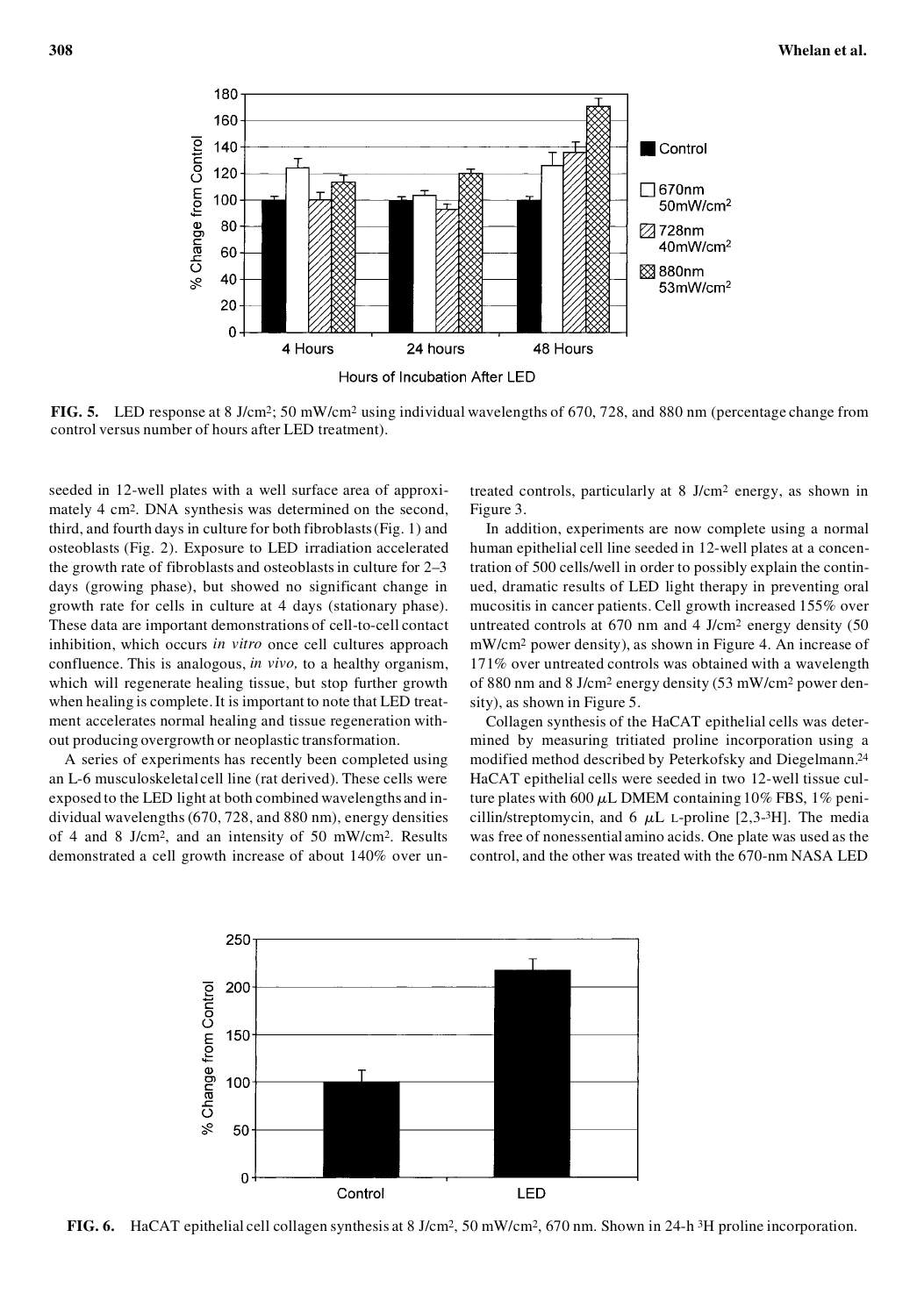**FIG. 5.** LED response at 8 J/cm$^2$; 50 mW/cm$^2$ using individual wavelengths of 670, 728, and 880 nm (percentage change from control versus number of hours after LED treatment).

seeded in 12-well plates with a well surface area of approximately 4 cm$^2$. DNA synthesis was determined on the second, third, and fourth days in culture for both fibroblasts (Fig. 1) and osteoblasts (Fig. 2). Exposure to LED irradiation accelerated the growth rate of fibroblasts and osteoblasts in culture for 2–3 days (growing phase), but showed no significant change in growth rate for cells in culture at 4 days (stationary phase). These data are important demonstrations of cell-to-cell contact inhibition, which occurs *in vitro* once cell cultures approach confluence. This is analogous, *in vivo,* to a healthy organism, which will regenerate healing tissue, but stop further growth when healing is complete. It is important to note that LED treatment accelerates normal healing and tissue regeneration without producing overgrowth or neoplastic transformation.

A series of experiments has recently been completed using an L-6 musculoskeletal cell line (rat derived). These cells were exposed to the LED light at both combined wavelengths and individual wavelengths (670, 728, and 880 nm), energy densities of 4 and 8 J/cm$^2$, and an intensity of 50 mW/cm$^2$. Results demonstrated a cell growth increase of about 140% over untreated controls, particularly at 8 J/cm$^2$ energy, as shown in Figure 3.

In addition, experiments are now complete using a normal human epithelial cell line seeded in 12-well plates at a concentration of 500 cells/well in order to possibly explain the continued, dramatic results of LED light therapy in preventing oral mucositis in cancer patients. Cell growth increased 155% over untreated controls at 670 nm and 4 J/cm$^2$ energy density (50 mW/cm$^2$ power density), as shown in Figure 4. An increase of 171% over untreated controls was obtained with a wavelength of 880 nm and 8 J/cm$^2$ energy density (53 mW/cm$^2$ power density), as shown in Figure 5.

Collagen synthesis of the HaCAT epithelial cells was determined by measuring tritiated proline incorporation using a modified method described by Peterkofsky and Diegelmann.[24] HaCAT epithelial cells were seeded in two 12-well tissue culture plates with 600 $\mu$L DMEM containing 10% FBS, 1% penicillin/streptomycin, and 6 $\mu$L L-proline [2,3-$^3$H]. The media was free of nonessential amino acids. One plate was used as the control, and the other was treated with the 670-nm NASA LED

**FIG. 6.** HaCAT epithelial cell collagen synthesis at 8 J/cm$^2$, 50 mW/cm$^2$, 670 nm. Shown in 24-h $^3$H proline incorporation.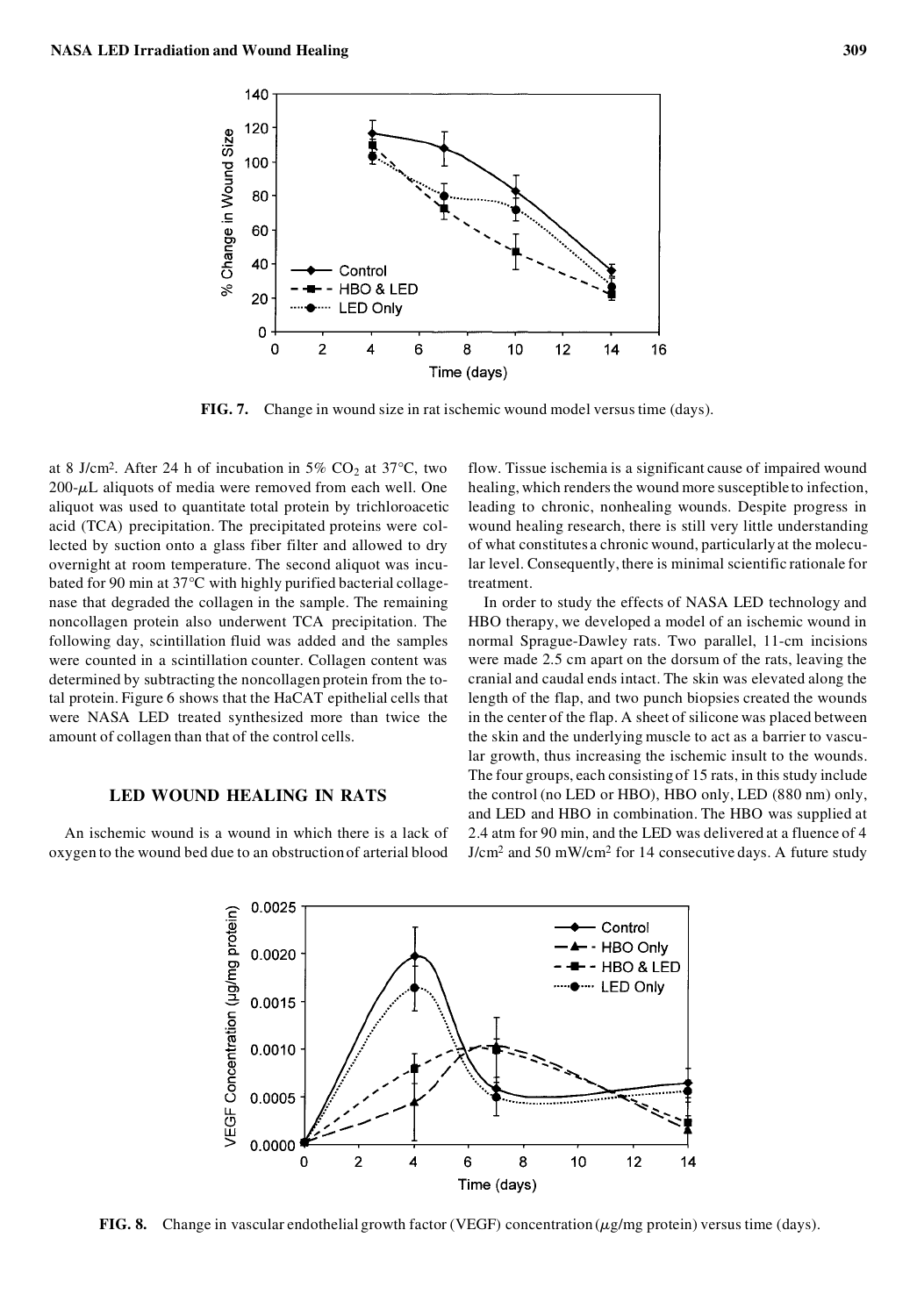FIG. 7. Change in wound size in rat ischemic wound model versus time (days).

at 8 J/cm². After 24 h of incubation in 5% $CO_2$ at 37°C, two 200-μL aliquots of media were removed from each well. One aliquot was used to quantitate total protein by trichloroacetic acid (TCA) precipitation. The precipitated proteins were collected by suction onto a glass fiber filter and allowed to dry overnight at room temperature. The second aliquot was incubated for 90 min at 37°C with highly purified bacterial collagenase that degraded the collagen in the sample. The remaining noncollagen protein also underwent TCA precipitation. The following day, scintillation fluid was added and the samples were counted in a scintillation counter. Collagen content was determined by subtracting the noncollagen protein from the total protein. Figure 6 shows that the HaCAT epithelial cells that were NASA LED treated synthesized more than twice the amount of collagen than that of the control cells.

## LED WOUND HEALING IN RATS

An ischemic wound is a wound in which there is a lack of oxygen to the wound bed due to an obstruction of arterial blood flow. Tissue ischemia is a significant cause of impaired wound healing, which renders the wound more susceptible to infection, leading to chronic, nonhealing wounds. Despite progress in wound healing research, there is still very little understanding of what constitutes a chronic wound, particularly at the molecular level. Consequently, there is minimal scientific rationale for treatment.

In order to study the effects of NASA LED technology and HBO therapy, we developed a model of an ischemic wound in normal Sprague-Dawley rats. Two parallel, 11-cm incisions were made 2.5 cm apart on the dorsum of the rats, leaving the cranial and caudal ends intact. The skin was elevated along the length of the flap, and two punch biopsies created the wounds in the center of the flap. A sheet of silicone was placed between the skin and the underlying muscle to act as a barrier to vascular growth, thus increasing the ischemic insult to the wounds. The four groups, each consisting of 15 rats, in this study include the control (no LED or HBO), HBO only, LED (880 nm) only, and LED and HBO in combination. The HBO was supplied at 2.4 atm for 90 min, and the LED was delivered at a fluence of 4 J/cm² and 50 mW/cm² for 14 consecutive days. A future study

FIG. 8. Change in vascular endothelial growth factor (VEGF) concentration (μg/mg protein) versus time (days).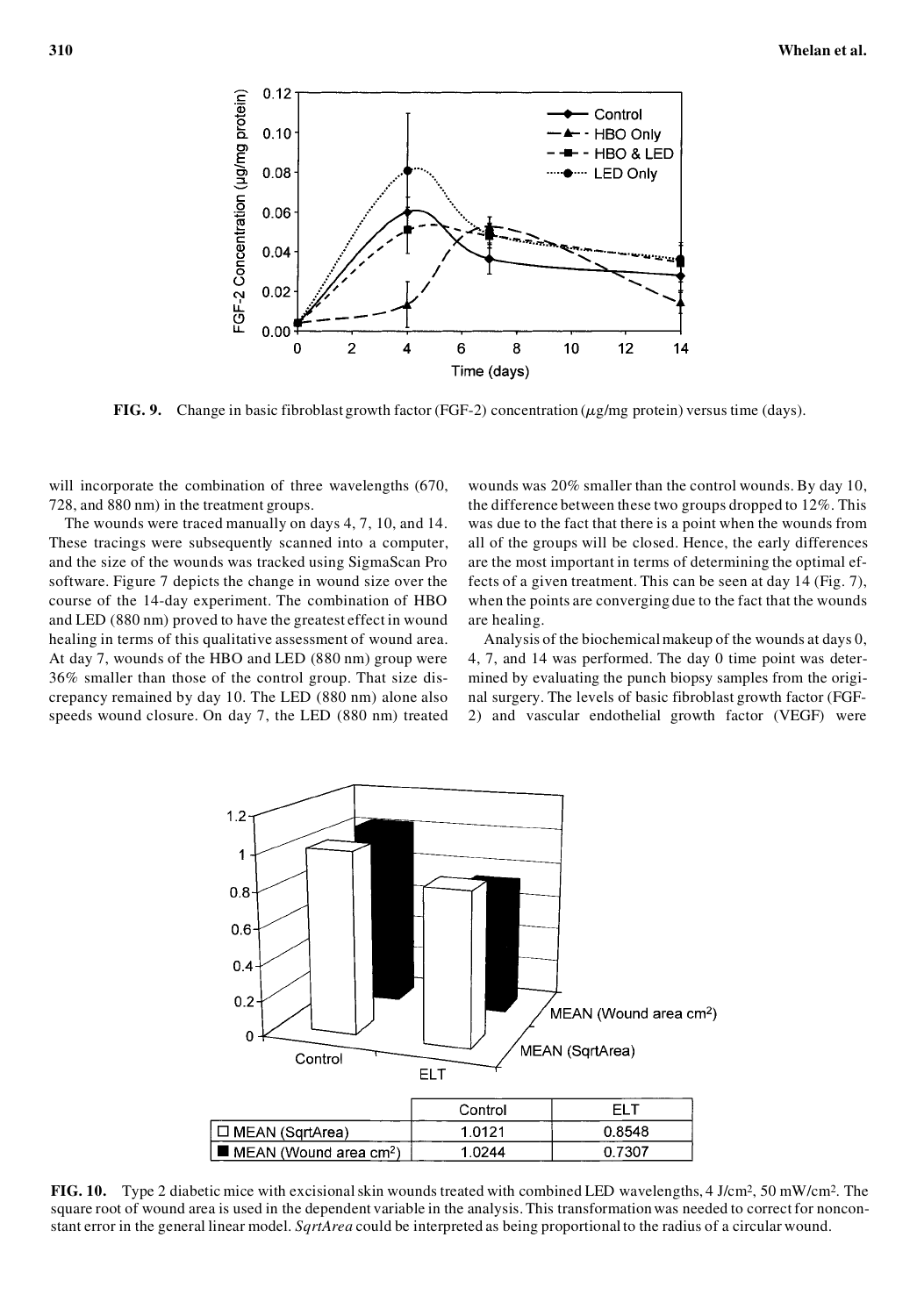**FIG. 9.** Change in basic fibroblast growth factor (FGF-2) concentration ($\mu$g/mg protein) versus time (days).

will incorporate the combination of three wavelengths (670, 728, and 880 nm) in the treatment groups.

The wounds were traced manually on days 4, 7, 10, and 14. These tracings were subsequently scanned into a computer, and the size of the wounds was tracked using SigmaScan Pro software. Figure 7 depicts the change in wound size over the course of the 14-day experiment. The combination of HBO and LED (880 nm) proved to have the greatest effect in wound healing in terms of this qualitative assessment of wound area. At day 7, wounds of the HBO and LED (880 nm) group were 36% smaller than those of the control group. That size discrepancy remained by day 10. The LED (880 nm) alone also speeds wound closure. On day 7, the LED (880 nm) treated wounds was 20% smaller than the control wounds. By day 10, the difference between these two groups dropped to 12%. This was due to the fact that there is a point when the wounds from all of the groups will be closed. Hence, the early differences are the most important in terms of determining the optimal effects of a given treatment. This can be seen at day 14 (Fig. 7), when the points are converging due to the fact that the wounds are healing.

Analysis of the biochemical makeup of the wounds at days 0, 4, 7, and 14 was performed. The day 0 time point was determined by evaluating the punch biopsy samples from the original surgery. The levels of basic fibroblast growth factor (FGF-2) and vascular endothelial growth factor (VEGF) were

| | Control | ELT |
|---|---|---|
| □ MEAN (SqrtArea) | 1.0121 | 0.8548 |
| ■ MEAN (Wound area cm²) | 1.0244 | 0.7307 |

**FIG. 10.** Type 2 diabetic mice with excisional skin wounds treated with combined LED wavelengths, 4 J/cm², 50 mW/cm². The square root of wound area is used in the dependent variable in the analysis. This transformation was needed to correct for nonconstant error in the general linear model. *SqrtArea* could be interpreted as being proportional to the radius of a circular wound.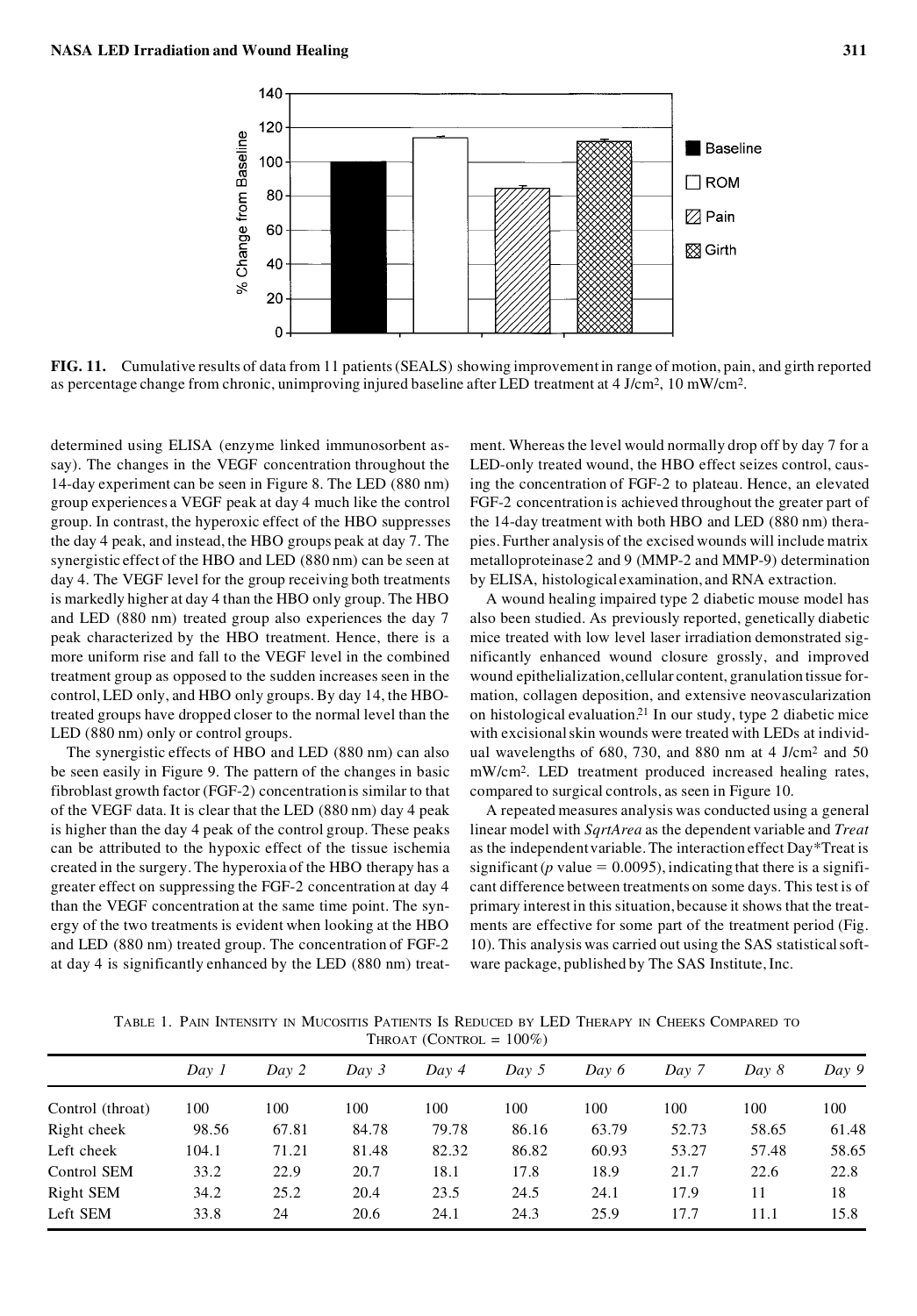**FIG. 11.** Cumulative results of data from 11 patients (SEALS) showing improvement in range of motion, pain, and girth reported as percentage change from chronic, unimproving injured baseline after LED treatment at 4 J/cm$^2$, 10 mW/cm$^2$.

determined using ELISA (enzyme linked immunosorbent assay). The changes in the VEGF concentration throughout the 14-day experiment can be seen in Figure 8. The LED (880 nm) group experiences a VEGF peak at day 4 much like the control group. In contrast, the hyperoxic effect of the HBO suppresses the day 4 peak, and instead, the HBO groups peak at day 7. The synergistic effect of the HBO and LED (880 nm) can be seen at day 4. The VEGF level for the group receiving both treatments is markedly higher at day 4 than the HBO only group. The HBO and LED (880 nm) treated group also experiences the day 7 peak characterized by the HBO treatment. Hence, there is a more uniform rise and fall to the VEGF level in the combined treatment group as opposed to the sudden increases seen in the control, LED only, and HBO only groups. By day 14, the HBO-treated groups have dropped closer to the normal level than the LED (880 nm) only or control groups.

The synergistic effects of HBO and LED (880 nm) can also be seen easily in Figure 9. The pattern of the changes in basic fibroblast growth factor (FGF-2) concentration is similar to that of the VEGF data. It is clear that the LED (880 nm) day 4 peak is higher than the day 4 peak of the control group. These peaks can be attributed to the hypoxic effect of the tissue ischemia created in the surgery. The hyperoxia of the HBO therapy has a greater effect on suppressing the FGF-2 concentration at day 4 than the VEGF concentration at the same time point. The synergy of the two treatments is evident when looking at the HBO and LED (880 nm) treated group. The concentration of FGF-2 at day 4 is significantly enhanced by the LED (880 nm) treatment. Whereas the level would normally drop off by day 7 for a LED-only treated wound, the HBO effect seizes control, causing the concentration of FGF-2 to plateau. Hence, an elevated FGF-2 concentration is achieved throughout the greater part of the 14-day treatment with both HBO and LED (880 nm) therapies. Further analysis of the excised wounds will include matrix metalloproteinase 2 and 9 (MMP-2 and MMP-9) determination by ELISA, histological examination, and RNA extraction.

A wound healing impaired type 2 diabetic mouse model has also been studied. As previously reported, genetically diabetic mice treated with low level laser irradiation demonstrated significantly enhanced wound closure grossly, and improved wound epithelialization, cellular content, granulation tissue formation, collagen deposition, and extensive neovascularization on histological evaluation.[21] In our study, type 2 diabetic mice with excisional skin wounds were treated with LEDs at individual wavelengths of 680, 730, and 880 nm at 4 J/cm$^2$ and 50 mW/cm$^2$. LED treatment produced increased healing rates, compared to surgical controls, as seen in Figure 10.

A repeated measures analysis was conducted using a general linear model with *SqrtArea* as the dependent variable and *Treat* as the independent variable. The interaction effect Day*Treat is significant ($p$ value = 0.0095), indicating that there is a significant difference between treatments on some days. This test is of primary interest in this situation, because it shows that the treatments are effective for some part of the treatment period (Fig. 10). This analysis was carried out using the SAS statistical software package, published by The SAS Institute, Inc.

TABLE 1. PAIN INTENSITY IN MUCOSITIS PATIENTS IS REDUCED BY LED THERAPY IN CHEEKS COMPARED TO THROAT (CONTROL = 100%)

| | *Day 1* | *Day 2* | *Day 3* | *Day 4* | *Day 5* | *Day 6* | *Day 7* | *Day 8* | *Day 9* |
|---|---|---|---|---|---|---|---|---|---|
| Control (throat) | 100 | 100 | 100 | 100 | 100 | 100 | 100 | 100 | 100 |
| Right cheek | 98.56 | 67.81 | 84.78 | 79.78 | 86.16 | 63.79 | 52.73 | 58.65 | 61.48 |
| Left cheek | 104.1 | 71.21 | 81.48 | 82.32 | 86.82 | 60.93 | 53.27 | 57.48 | 58.65 |
| Control SEM | 33.2 | 22.9 | 20.7 | 18.1 | 17.8 | 18.9 | 21.7 | 22.6 | 22.8 |
| Right SEM | 34.2 | 25.2 | 20.4 | 23.5 | 24.5 | 24.1 | 17.9 | 11 | 18 |
| Left SEM | 33.8 | 24 | 20.6 | 24.1 | 24.3 | 25.9 | 17.7 | 11.1 | 15.8 |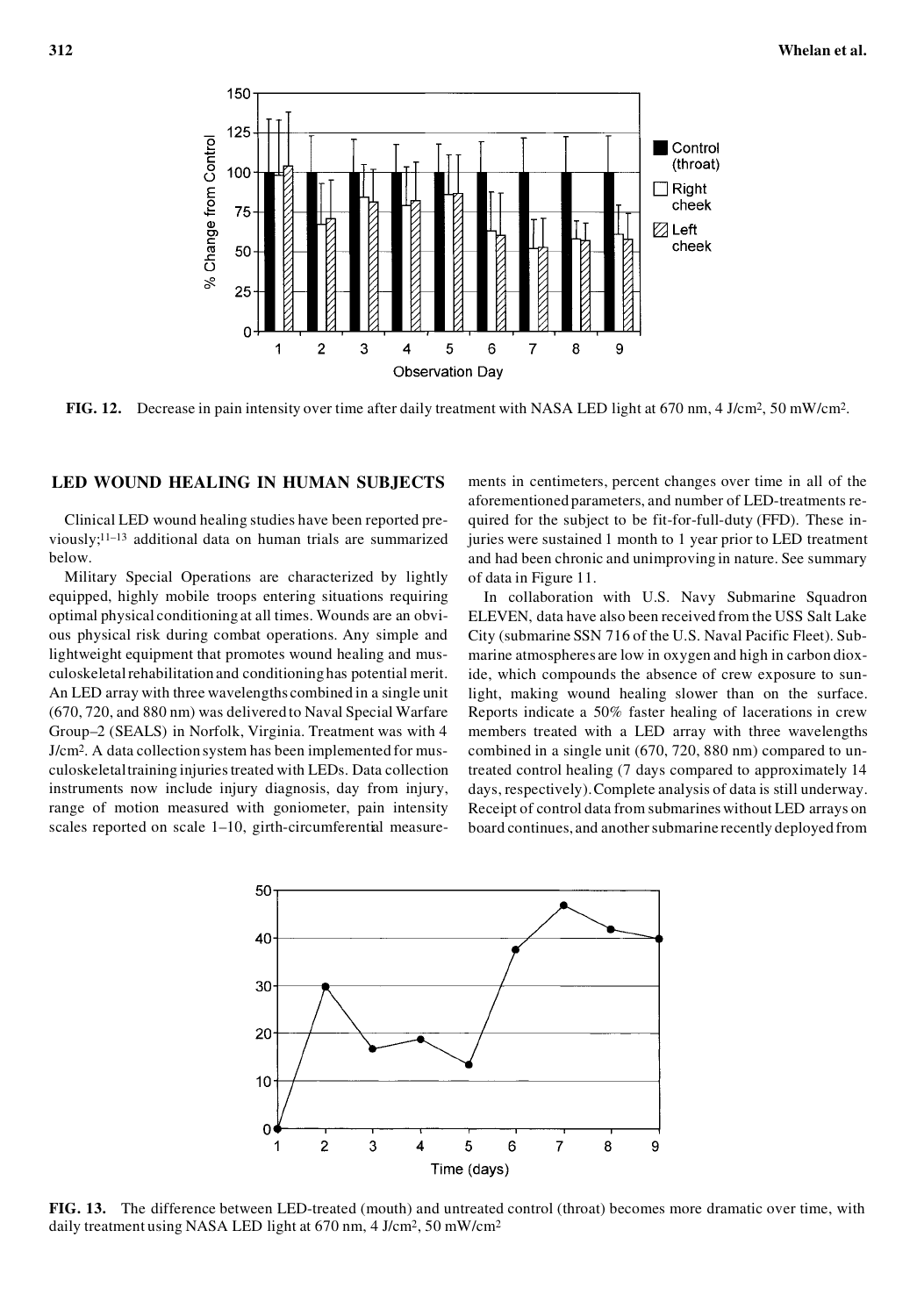FIG. 12. Decrease in pain intensity over time after daily treatment with NASA LED light at 670 nm, 4 J/cm[2], 50 mW/cm[2].

## LED WOUND HEALING IN HUMAN SUBJECTS

Clinical LED wound healing studies have been reported previously;[11–13] additional data on human trials are summarized below.

Military Special Operations are characterized by lightly equipped, highly mobile troops entering situations requiring optimal physical conditioning at all times. Wounds are an obvious physical risk during combat operations. Any simple and lightweight equipment that promotes wound healing and musculoskeletal rehabilitation and conditioning has potential merit. An LED array with three wavelengths combined in a single unit (670, 720, and 880 nm) was delivered to Naval Special Warfare Group–2 (SEALS) in Norfolk, Virginia. Treatment was with 4 J/cm[2]. A data collection system has been implemented for musculoskeletal training injuries treated with LEDs. Data collection instruments now include injury diagnosis, day from injury, range of motion measured with goniometer, pain intensity scales reported on scale 1–10, girth-circumferential measurements in centimeters, percent changes over time in all of the aforementioned parameters, and number of LED-treatments required for the subject to be fit-for-full-duty (FFD). These injuries were sustained 1 month to 1 year prior to LED treatment and had been chronic and unimproving in nature. See summary of data in Figure 11.

In collaboration with U.S. Navy Submarine Squadron ELEVEN, data have also been received from the USS Salt Lake City (submarine SSN 716 of the U.S. Naval Pacific Fleet). Submarine atmospheres are low in oxygen and high in carbon dioxide, which compounds the absence of crew exposure to sunlight, making wound healing slower than on the surface. Reports indicate a 50% faster healing of lacerations in crew members treated with a LED array with three wavelengths combined in a single unit (670, 720, 880 nm) compared to untreated control healing (7 days compared to approximately 14 days, respectively). Complete analysis of data is still underway. Receipt of control data from submarines without LED arrays on board continues, and another submarine recently deployed from

FIG. 13. The difference between LED-treated (mouth) and untreated control (throat) becomes more dramatic over time, with daily treatment using NASA LED light at 670 nm, 4 J/cm[2], 50 mW/cm[2]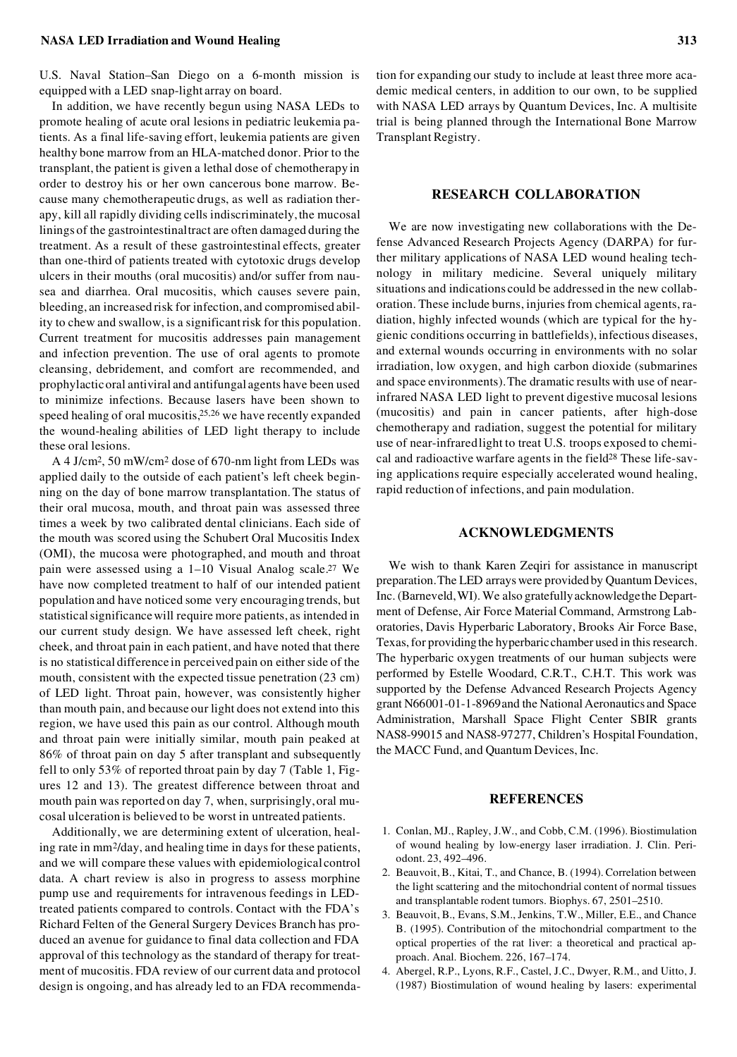U.S. Naval Station–San Diego on a 6-month mission is equipped with a LED snap-light array on board.

In addition, we have recently begun using NASA LEDs to promote healing of acute oral lesions in pediatric leukemia patients. As a final life-saving effort, leukemia patients are given healthy bone marrow from an HLA-matched donor. Prior to the transplant, the patient is given a lethal dose of chemotherapy in order to destroy his or her own cancerous bone marrow. Because many chemotherapeutic drugs, as well as radiation therapy, kill all rapidly dividing cells indiscriminately, the mucosal linings of the gastrointestinal tract are often damaged during the treatment. As a result of these gastrointestinal effects, greater than one-third of patients treated with cytotoxic drugs develop ulcers in their mouths (oral mucositis) and/or suffer from nausea and diarrhea. Oral mucositis, which causes severe pain, bleeding, an increased risk for infection, and compromised ability to chew and swallow, is a significant risk for this population. Current treatment for mucositis addresses pain management and infection prevention. The use of oral agents to promote cleansing, debridement, and comfort are recommended, and prophylactic oral antiviral and antifungal agents have been used to minimize infections. Because lasers have been shown to speed healing of oral mucositis,[25,26] we have recently expanded the wound-healing abilities of LED light therapy to include these oral lesions.

A 4 J/cm$^2$, 50 mW/cm$^2$ dose of 670-nm light from LEDs was applied daily to the outside of each patient's left cheek beginning on the day of bone marrow transplantation. The status of their oral mucosa, mouth, and throat pain was assessed three times a week by two calibrated dental clinicians. Each side of the mouth was scored using the Schubert Oral Mucositis Index (OMI), the mucosa were photographed, and mouth and throat pain were assessed using a 1–10 Visual Analog scale.[27] We have now completed treatment to half of our intended patient population and have noticed some very encouraging trends, but statistical significance will require more patients, as intended in our current study design. We have assessed left cheek, right cheek, and throat pain in each patient, and have noted that there is no statistical difference in perceived pain on either side of the mouth, consistent with the expected tissue penetration (23 cm) of LED light. Throat pain, however, was consistently higher than mouth pain, and because our light does not extend into this region, we have used this pain as our control. Although mouth and throat pain were initially similar, mouth pain peaked at 86% of throat pain on day 5 after transplant and subsequently fell to only 53% of reported throat pain by day 7 (Table 1, Figures 12 and 13). The greatest difference between throat and mouth pain was reported on day 7, when, surprisingly, oral mucosal ulceration is believed to be worst in untreated patients.

Additionally, we are determining extent of ulceration, healing rate in mm$^2$/day, and healing time in days for these patients, and we will compare these values with epidemiological control data. A chart review is also in progress to assess morphine pump use and requirements for intravenous feedings in LED-treated patients compared to controls. Contact with the FDA's Richard Felten of the General Surgery Devices Branch has produced an avenue for guidance to final data collection and FDA approval of this technology as the standard of therapy for treatment of mucositis. FDA review of our current data and protocol design is ongoing, and has already led to an FDA recommendation for expanding our study to include at least three more academic medical centers, in addition to our own, to be supplied with NASA LED arrays by Quantum Devices, Inc. A multisite trial is being planned through the International Bone Marrow Transplant Registry.

## RESEARCH COLLABORATION

We are now investigating new collaborations with the Defense Advanced Research Projects Agency (DARPA) for further military applications of NASA LED wound healing technology in military medicine. Several uniquely military situations and indications could be addressed in the new collaboration. These include burns, injuries from chemical agents, radiation, highly infected wounds (which are typical for the hygienic conditions occurring in battlefields), infectious diseases, and external wounds occurring in environments with no solar irradiation, low oxygen, and high carbon dioxide (submarines and space environments). The dramatic results with use of near-infrared NASA LED light to prevent digestive mucosal lesions (mucositis) and pain in cancer patients, after high-dose chemotherapy and radiation, suggest the potential for military use of near-infrared light to treat U.S. troops exposed to chemical and radioactive warfare agents in the field[28] These life-saving applications require especially accelerated wound healing, rapid reduction of infections, and pain modulation.

## ACKNOWLEDGMENTS

We wish to thank Karen Zeqiri for assistance in manuscript preparation. The LED arrays were provided by Quantum Devices, Inc. (Barneveld, WI). We also gratefully acknowledge the Department of Defense, Air Force Material Command, Armstrong Laboratories, Davis Hyperbaric Laboratory, Brooks Air Force Base, Texas, for providing the hyperbaric chamber used in this research. The hyperbaric oxygen treatments of our human subjects were performed by Estelle Woodard, C.R.T., C.H.T. This work was supported by the Defense Advanced Research Projects Agency grant N66001-01-1-8969 and the National Aeronautics and Space Administration, Marshall Space Flight Center SBIR grants NAS8-99015 and NAS8-97277, Children's Hospital Foundation, the MACC Fund, and Quantum Devices, Inc.

## REFERENCES

1. Conlan, MJ., Rapley, J.W., and Cobb, C.M. (1996). Biostimulation of wound healing by low-energy laser irradiation. J. Clin. Periodont. 23, 492–496.
2. Beauvoit, B., Kitai, T., and Chance, B. (1994). Correlation between the light scattering and the mitochondrial content of normal tissues and transplantable rodent tumors. Biophys. 67, 2501–2510.
3. Beauvoit, B., Evans, S.M., Jenkins, T.W., Miller, E.E., and Chance B. (1995). Contribution of the mitochondrial compartment to the optical properties of the rat liver: a theoretical and practical approach. Anal. Biochem. 226, 167–174.
4. Abergel, R.P., Lyons, R.F., Castel, J.C., Dwyer, R.M., and Uitto, J. (1987) Biostimulation of wound healing by lasers: experimental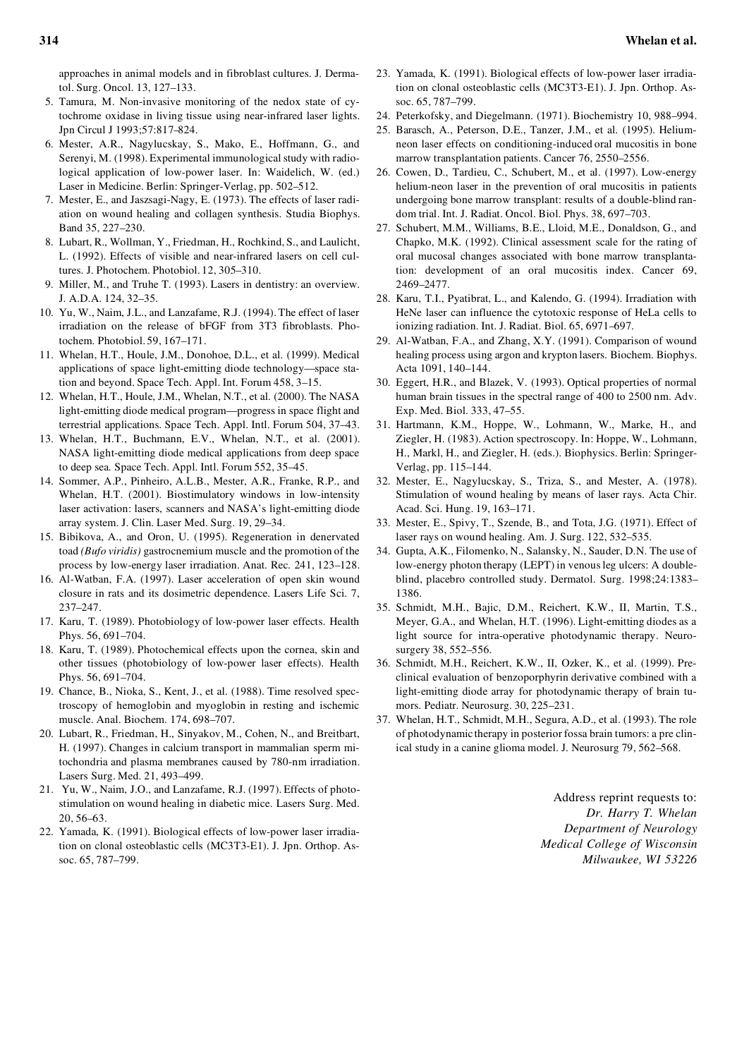approaches in animal models and in fibroblast cultures. J. Dermatol. Surg. Oncol. 13, 127–133.

5. Tamura, M. Non-invasive monitoring of the nedox state of cytochrome oxidase in living tissue using near-infrared laser lights. Jpn Circul J 1993;57:817–824.
6. Mester, A.R., Nagylucskay, S., Mako, E., Hoffmann, G., and Serenyi, M. (1998). Experimental immunological study with radiological application of low-power laser. In: Waidelich, W. (ed.) Laser in Medicine. Berlin: Springer-Verlag, pp. 502–512.
7. Mester, E., and Jaszsagi-Nagy, E. (1973). The effects of laser radiation on wound healing and collagen synthesis. Studia Biophys. Band 35, 227–230.
8. Lubart, R., Wollman, Y., Friedman, H., Rochkind, S., and Laulicht, L. (1992). Effects of visible and near-infrared lasers on cell cultures. J. Photochem. Photobiol. 12, 305–310.
9. Miller, M., and Truhe T. (1993). Lasers in dentistry: an overview. J. A.D.A. 124, 32–35.
10. Yu, W., Naim, J.L., and Lanzafame, R.J. (1994). The effect of laser irradiation on the release of bFGF from 3T3 fibroblasts. Photochem. Photobiol. 59, 167–171.
11. Whelan, H.T., Houle, J.M., Donohoe, D.L., et al. (1999). Medical applications of space light-emitting diode technology—space station and beyond. Space Tech. Appl. Int. Forum 458, 3–15.
12. Whelan, H.T., Houle, J.M., Whelan, N.T., et al. (2000). The NASA light-emitting diode medical program—progress in space flight and terrestrial applications. Space Tech. Appl. Intl. Forum 504, 37–43.
13. Whelan, H.T., Buchmann, E.V., Whelan, N.T., et al. (2001). NASA light-emitting diode medical applications from deep space to deep sea. Space Tech. Appl. Intl. Forum 552, 35–45.
14. Sommer, A.P., Pinheiro, A.L.B., Mester, A.R., Franke, R.P., and Whelan, H.T. (2001). Biostimulatory windows in low-intensity laser activation: lasers, scanners and NASA's light-emitting diode array system. J. Clin. Laser Med. Surg. 19, 29–34.
15. Bibikova, A., and Oron, U. (1995). Regeneration in denervated toad *(Bufo viridis)* gastrocnemium muscle and the promotion of the process by low-energy laser irradiation. Anat. Rec. 241, 123–128.
16. Al-Watban, F.A. (1997). Laser acceleration of open skin wound closure in rats and its dosimetric dependence. Lasers Life Sci. 7, 237–247.
17. Karu, T. (1989). Photobiology of low-power laser effects. Health Phys. 56, 691–704.
18. Karu, T. (1989). Photochemical effects upon the cornea, skin and other tissues (photobiology of low-power laser effects). Health Phys. 56, 691–704.
19. Chance, B., Nioka, S., Kent, J., et al. (1988). Time resolved spectroscopy of hemoglobin and myoglobin in resting and ischemic muscle. Anal. Biochem. 174, 698–707.
20. Lubart, R., Friedman, H., Sinyakov, M., Cohen, N., and Breitbart, H. (1997). Changes in calcium transport in mammalian sperm mitochondria and plasma membranes caused by 780-nm irradiation. Lasers Surg. Med. 21, 493–499.
21. Yu, W., Naim, J.O., and Lanzafame, R.J. (1997). Effects of photostimulation on wound healing in diabetic mice. Lasers Surg. Med. 20, 56–63.
22. Yamada, K. (1991). Biological effects of low-power laser irradiation on clonal osteoblastic cells (MC3T3-E1). J. Jpn. Orthop. Assoc. 65, 787–799.
23. Yamada, K. (1991). Biological effects of low-power laser irradiation on clonal osteoblastic cells (MC3T3-E1). J. Jpn. Orthop. Assoc. 65, 787–799.
24. Peterkofsky, and Diegelmann. (1971). Biochemistry 10, 988–994.
25. Barasch, A., Peterson, D.E., Tanzer, J.M., et al. (1995). Helium-neon laser effects on conditioning-induced oral mucositis in bone marrow transplantation patients. Cancer 76, 2550–2556.
26. Cowen, D., Tardieu, C., Schubert, M., et al. (1997). Low-energy helium-neon laser in the prevention of oral mucositis in patients undergoing bone marrow transplant: results of a double-blind random trial. Int. J. Radiat. Oncol. Biol. Phys. 38, 697–703.
27. Schubert, M.M., Williams, B.E., Lloid, M.E., Donaldson, G., and Chapko, M.K. (1992). Clinical assessment scale for the rating of oral mucosal changes associated with bone marrow transplantation: development of an oral mucositis index. Cancer 69, 2469–2477.
28. Karu, T.I., Pyatibrat, L., and Kalendo, G. (1994). Irradiation with HeNe laser can influence the cytotoxic response of HeLa cells to ionizing radiation. Int. J. Radiat. Biol. 65, 6971–697.
29. Al-Watban, F.A., and Zhang, X.Y. (1991). Comparison of wound healing process using argon and krypton lasers. Biochem. Biophys. Acta 1091, 140–144.
30. Eggert, H.R., and Blazek, V. (1993). Optical properties of normal human brain tissues in the spectral range of 400 to 2500 nm. Adv. Exp. Med. Biol. 333, 47–55.
31. Hartmann, K.M., Hoppe, W., Lohmann, W., Marke, H., and Ziegler, H. (1983). Action spectroscopy. In: Hoppe, W., Lohmann, H., Markl, H., and Ziegler, H. (eds.). Biophysics. Berlin: Springer-Verlag, pp. 115–144.
32. Mester, E., Nagylucskay, S., Triza, S., and Mester, A. (1978). Stimulation of wound healing by means of laser rays. Acta Chir. Acad. Sci. Hung. 19, 163–171.
33. Mester, E., Spivy, T., Szende, B., and Tota, J.G. (1971). Effect of laser rays on wound healing. Am. J. Surg. 122, 532–535.
34. Gupta, A.K., Filomenko, N., Salansky, N., Sauder, D.N. The use of low-energy photon therapy (LEPT) in venous leg ulcers: A double-blind, placebro controlled study. Dermatol. Surg. 1998;24:1383–1386.
35. Schmidt, M.H., Bajic, D.M., Reichert, K.W., II, Martin, T.S., Meyer, G.A., and Whelan, H.T. (1996). Light-emitting diodes as a light source for intra-operative photodynamic therapy. Neurosurgery 38, 552–556.
36. Schmidt, M.H., Reichert, K.W., II, Ozker, K., et al. (1999). Preclinical evaluation of benzoporphyrin derivative combined with a light-emitting diode array for photodynamic therapy of brain tumors. Pediatr. Neurosurg. 30, 225–231.
37. Whelan, H.T., Schmidt, M.H., Segura, A.D., et al. (1993). The role of photodynamic therapy in posterior fossa brain tumors: a pre clinical study in a canine glioma model. J. Neurosurg 79, 562–568.

Address reprint requests to:
*Dr. Harry T. Whelan*
*Department of Neurology*
*Medical College of Wisconsin*
*Milwaukee, WI 53226*